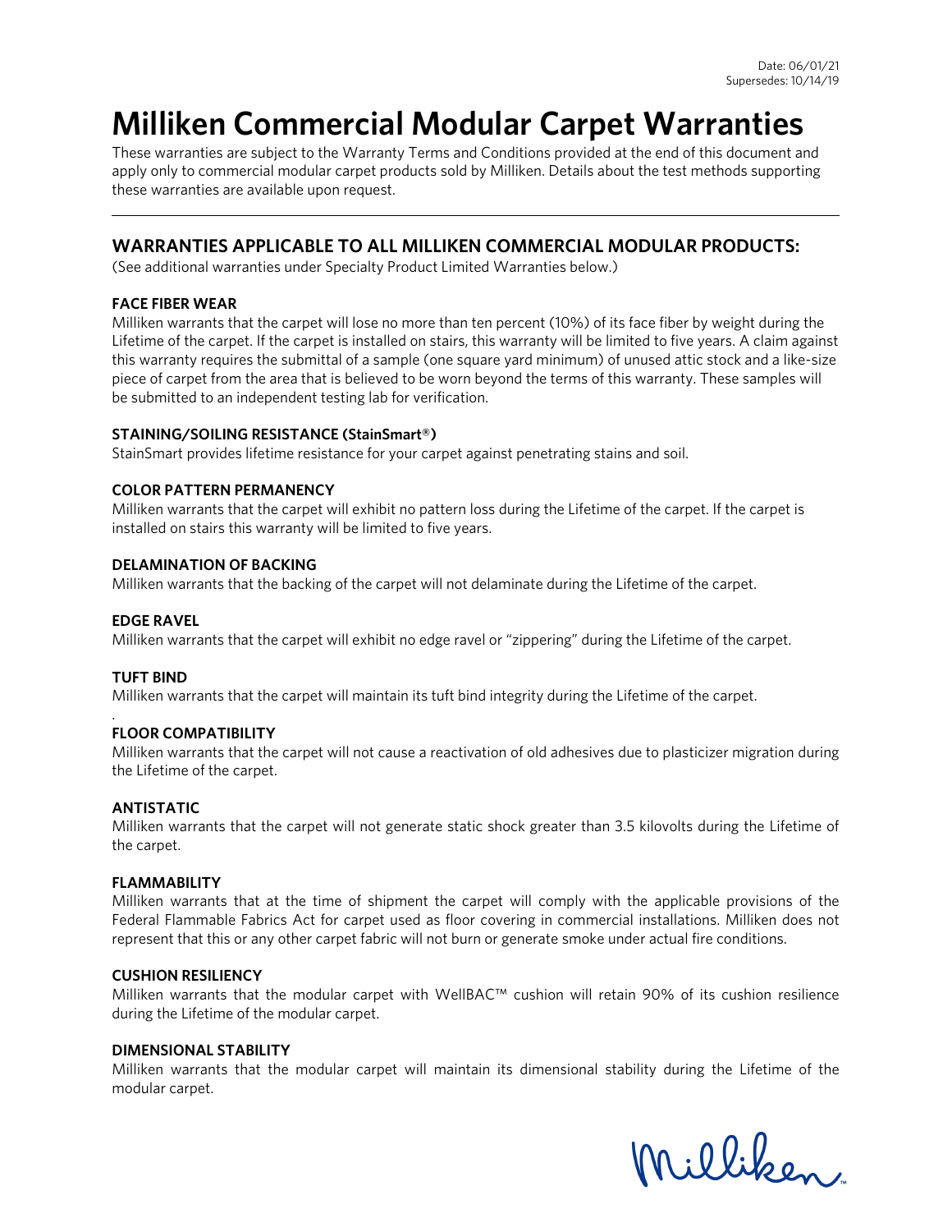Date: 06/01/21
Supersedes: 10/14/19

# Milliken Commercial Modular Carpet Warranties

These warranties are subject to the Warranty Terms and Conditions provided at the end of this document and apply only to commercial modular carpet products sold by Milliken. Details about the test methods supporting these warranties are available upon request.

---

## WARRANTIES APPLICABLE TO ALL MILLIKEN COMMERCIAL MODULAR PRODUCTS:

(See additional warranties under Specialty Product Limited Warranties below.)

### FACE FIBER WEAR

Milliken warrants that the carpet will lose no more than ten percent (10%) of its face fiber by weight during the Lifetime of the carpet. If the carpet is installed on stairs, this warranty will be limited to five years. A claim against this warranty requires the submittal of a sample (one square yard minimum) of unused attic stock and a like-size piece of carpet from the area that is believed to be worn beyond the terms of this warranty. These samples will be submitted to an independent testing lab for verification.

### STAINING/SOILING RESISTANCE (StainSmart®)

StainSmart provides lifetime resistance for your carpet against penetrating stains and soil.

### COLOR PATTERN PERMANENCY

Milliken warrants that the carpet will exhibit no pattern loss during the Lifetime of the carpet. If the carpet is installed on stairs this warranty will be limited to five years.

### DELAMINATION OF BACKING

Milliken warrants that the backing of the carpet will not delaminate during the Lifetime of the carpet.

### EDGE RAVEL

Milliken warrants that the carpet will exhibit no edge ravel or "zippering" during the Lifetime of the carpet.

### TUFT BIND

Milliken warrants that the carpet will maintain its tuft bind integrity during the Lifetime of the carpet.

### FLOOR COMPATIBILITY

Milliken warrants that the carpet will not cause a reactivation of old adhesives due to plasticizer migration during the Lifetime of the carpet.

### ANTISTATIC

Milliken warrants that the carpet will not generate static shock greater than 3.5 kilovolts during the Lifetime of the carpet.

### FLAMMABILITY

Milliken warrants that at the time of shipment the carpet will comply with the applicable provisions of the Federal Flammable Fabrics Act for carpet used as floor covering in commercial installations. Milliken does not represent that this or any other carpet fabric will not burn or generate smoke under actual fire conditions.

### CUSHION RESILIENCY

Milliken warrants that the modular carpet with WellBAC™ cushion will retain 90% of its cushion resilience during the Lifetime of the modular carpet.

### DIMENSIONAL STABILITY

Milliken warrants that the modular carpet will maintain its dimensional stability during the Lifetime of the modular carpet.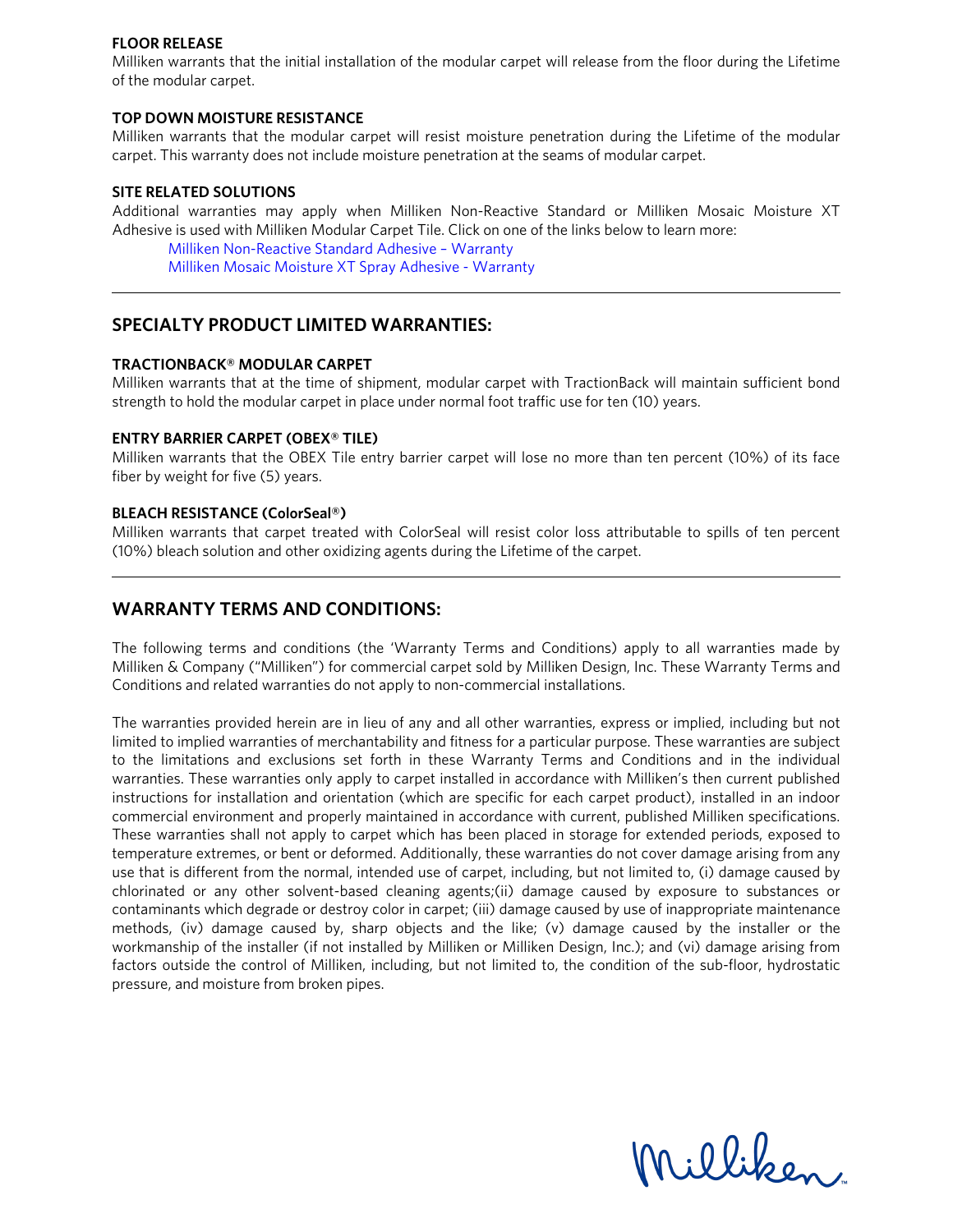**FLOOR RELEASE**

Milliken warrants that the initial installation of the modular carpet will release from the floor during the Lifetime of the modular carpet.

**TOP DOWN MOISTURE RESISTANCE**

Milliken warrants that the modular carpet will resist moisture penetration during the Lifetime of the modular carpet. This warranty does not include moisture penetration at the seams of modular carpet.

**SITE RELATED SOLUTIONS**

Additional warranties may apply when Milliken Non-Reactive Standard or Milliken Mosaic Moisture XT Adhesive is used with Milliken Modular Carpet Tile. Click on one of the links below to learn more:

Milliken Non-Reactive Standard Adhesive – Warranty
Milliken Mosaic Moisture XT Spray Adhesive - Warranty

---

## SPECIALTY PRODUCT LIMITED WARRANTIES:

**TRACTIONBACK® MODULAR CARPET**

Milliken warrants that at the time of shipment, modular carpet with TractionBack will maintain sufficient bond strength to hold the modular carpet in place under normal foot traffic use for ten (10) years.

**ENTRY BARRIER CARPET (OBEX® TILE)**

Milliken warrants that the OBEX Tile entry barrier carpet will lose no more than ten percent (10%) of its face fiber by weight for five (5) years.

**BLEACH RESISTANCE (ColorSeal®)**

Milliken warrants that carpet treated with ColorSeal will resist color loss attributable to spills of ten percent (10%) bleach solution and other oxidizing agents during the Lifetime of the carpet.

---

## WARRANTY TERMS AND CONDITIONS:

The following terms and conditions (the 'Warranty Terms and Conditions) apply to all warranties made by Milliken & Company ("Milliken") for commercial carpet sold by Milliken Design, Inc. These Warranty Terms and Conditions and related warranties do not apply to non-commercial installations.

The warranties provided herein are in lieu of any and all other warranties, express or implied, including but not limited to implied warranties of merchantability and fitness for a particular purpose. These warranties are subject to the limitations and exclusions set forth in these Warranty Terms and Conditions and in the individual warranties. These warranties only apply to carpet installed in accordance with Milliken's then current published instructions for installation and orientation (which are specific for each carpet product), installed in an indoor commercial environment and properly maintained in accordance with current, published Milliken specifications. These warranties shall not apply to carpet which has been placed in storage for extended periods, exposed to temperature extremes, or bent or deformed. Additionally, these warranties do not cover damage arising from any use that is different from the normal, intended use of carpet, including, but not limited to, (i) damage caused by chlorinated or any other solvent-based cleaning agents;(ii) damage caused by exposure to substances or contaminants which degrade or destroy color in carpet; (iii) damage caused by use of inappropriate maintenance methods, (iv) damage caused by, sharp objects and the like; (v) damage caused by the installer or the workmanship of the installer (if not installed by Milliken or Milliken Design, Inc.); and (vi) damage arising from factors outside the control of Milliken, including, but not limited to, the condition of the sub-floor, hydrostatic pressure, and moisture from broken pipes.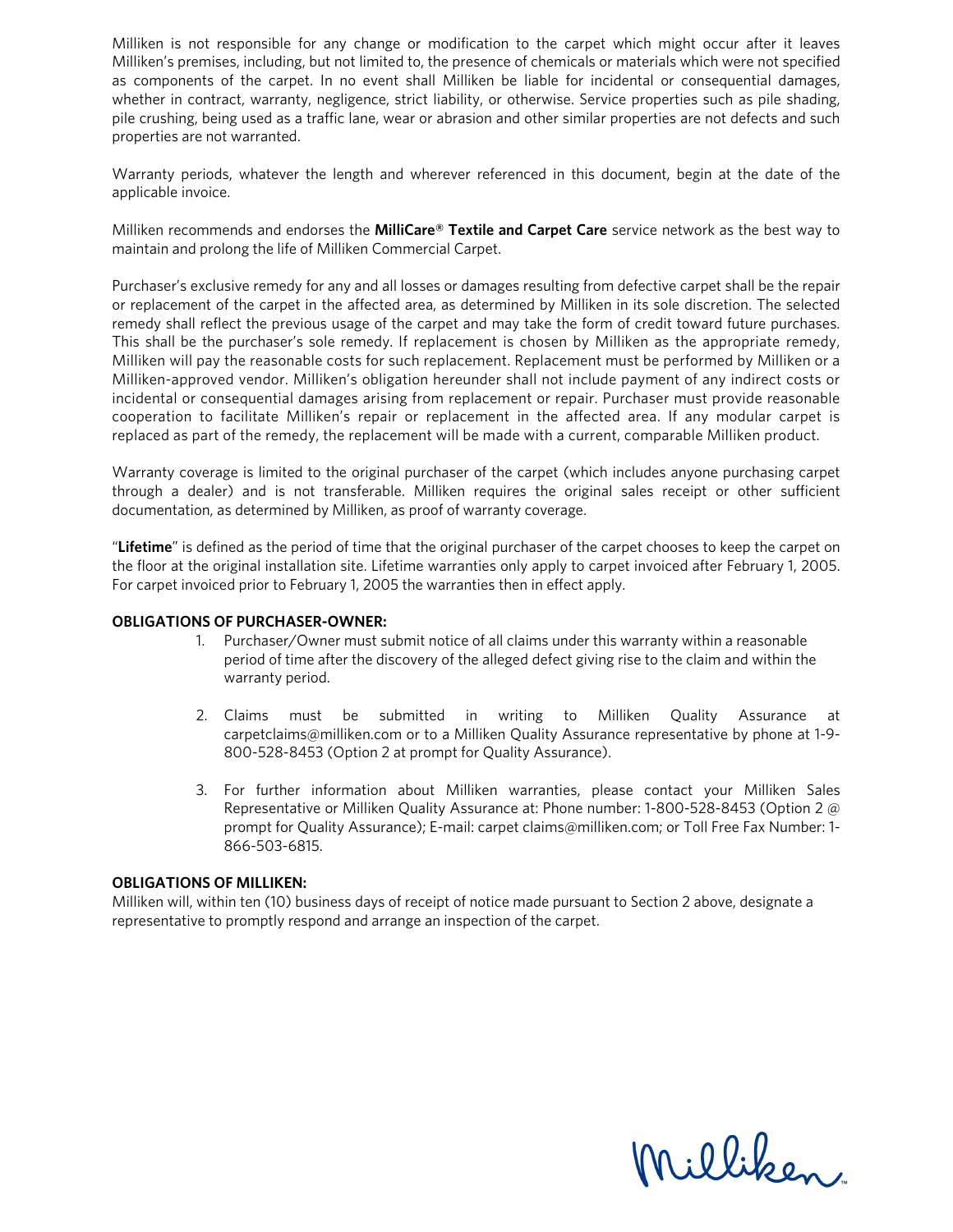Milliken is not responsible for any change or modification to the carpet which might occur after it leaves Milliken's premises, including, but not limited to, the presence of chemicals or materials which were not specified as components of the carpet. In no event shall Milliken be liable for incidental or consequential damages, whether in contract, warranty, negligence, strict liability, or otherwise. Service properties such as pile shading, pile crushing, being used as a traffic lane, wear or abrasion and other similar properties are not defects and such properties are not warranted.

Warranty periods, whatever the length and wherever referenced in this document, begin at the date of the applicable invoice.

Milliken recommends and endorses the **MilliCare® Textile and Carpet Care** service network as the best way to maintain and prolong the life of Milliken Commercial Carpet.

Purchaser's exclusive remedy for any and all losses or damages resulting from defective carpet shall be the repair or replacement of the carpet in the affected area, as determined by Milliken in its sole discretion. The selected remedy shall reflect the previous usage of the carpet and may take the form of credit toward future purchases. This shall be the purchaser's sole remedy. If replacement is chosen by Milliken as the appropriate remedy, Milliken will pay the reasonable costs for such replacement. Replacement must be performed by Milliken or a Milliken-approved vendor. Milliken's obligation hereunder shall not include payment of any indirect costs or incidental or consequential damages arising from replacement or repair. Purchaser must provide reasonable cooperation to facilitate Milliken's repair or replacement in the affected area. If any modular carpet is replaced as part of the remedy, the replacement will be made with a current, comparable Milliken product.

Warranty coverage is limited to the original purchaser of the carpet (which includes anyone purchasing carpet through a dealer) and is not transferable. Milliken requires the original sales receipt or other sufficient documentation, as determined by Milliken, as proof of warranty coverage.

"**Lifetime**" is defined as the period of time that the original purchaser of the carpet chooses to keep the carpet on the floor at the original installation site. Lifetime warranties only apply to carpet invoiced after February 1, 2005. For carpet invoiced prior to February 1, 2005 the warranties then in effect apply.

**OBLIGATIONS OF PURCHASER-OWNER:**

1. Purchaser/Owner must submit notice of all claims under this warranty within a reasonable period of time after the discovery of the alleged defect giving rise to the claim and within the warranty period.

2. Claims must be submitted in writing to Milliken Quality Assurance at carpetclaims@milliken.com or to a Milliken Quality Assurance representative by phone at 1-9-800-528-8453 (Option 2 at prompt for Quality Assurance).

3. For further information about Milliken warranties, please contact your Milliken Sales Representative or Milliken Quality Assurance at: Phone number: 1-800-528-8453 (Option 2 @ prompt for Quality Assurance); E-mail: carpet claims@milliken.com; or Toll Free Fax Number: 1-866-503-6815.

**OBLIGATIONS OF MILLIKEN:**

Milliken will, within ten (10) business days of receipt of notice made pursuant to Section 2 above, designate a representative to promptly respond and arrange an inspection of the carpet.

Milliken